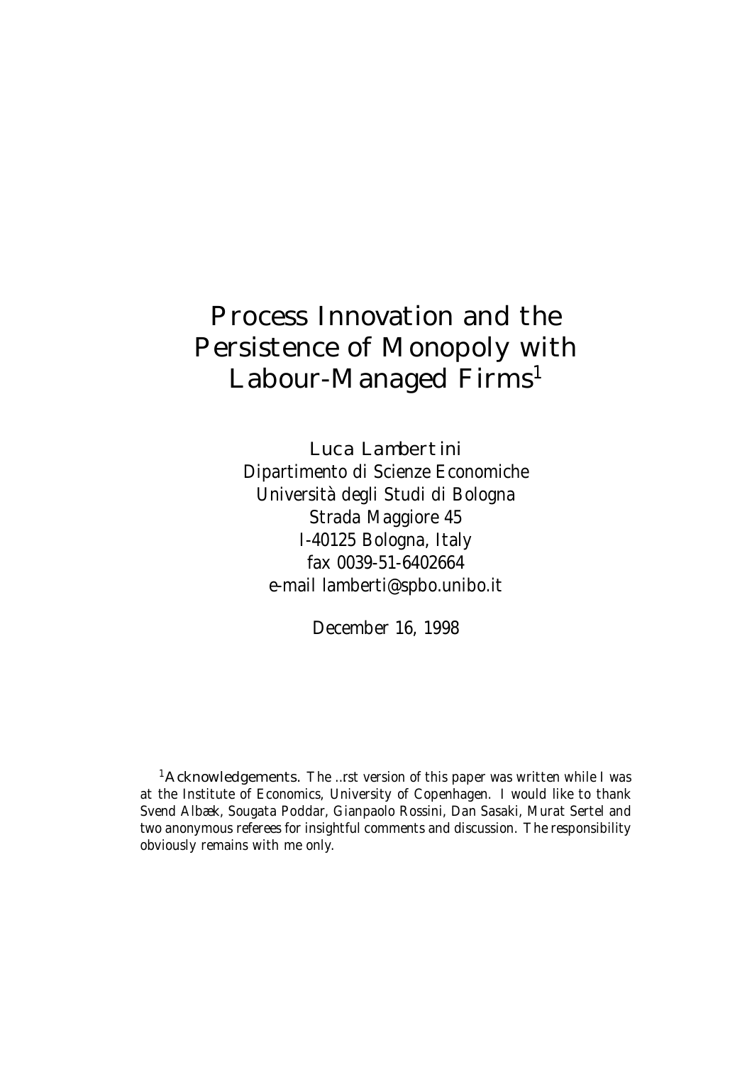# Process Innovation and the Persistence of Monopoly with Labour-Managed Firms[1]

Luca Lambertini
Dipartimento di Scienze Economiche
Università degli Studi di Bologna
Strada Maggiore 45
I-40125 Bologna, Italy
fax 0039-51-6402664
e-mail lamberti@spbo.unibo.it

December 16, 1998

[1] Acknowledgements. The ..rst version of this paper was written while I was at the Institute of Economics, University of Copenhagen. I would like to thank Svend Albæk, Sougata Poddar, Gianpaolo Rossini, Dan Sasaki, Murat Sertel and two anonymous referees for insightful comments and discussion. The responsibility obviously remains with me only.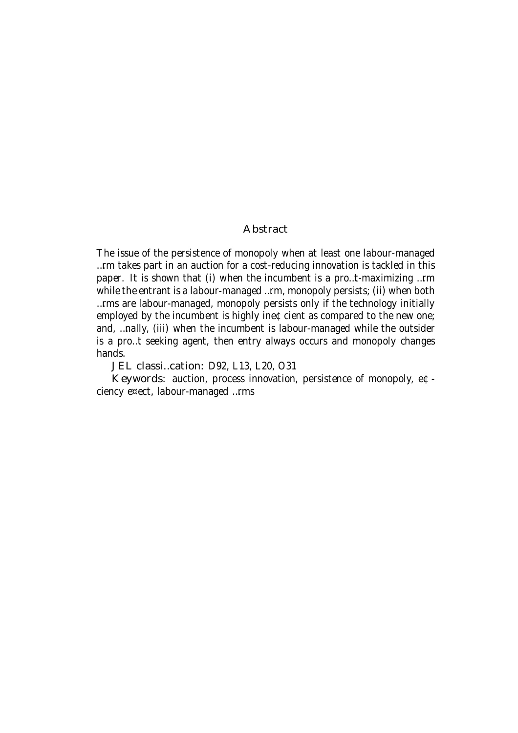## Abstract

The issue of the persistence of monopoly when at least one labour-managed firm takes part in an auction for a cost-reducing innovation is tackled in this paper. It is shown that (i) when the incumbent is a profit-maximizing firm while the entrant is a labour-managed firm, monopoly persists; (ii) when both firms are labour-managed, monopoly persists only if the technology initially employed by the incumbent is highly inefficient as compared to the new one; and, finally, (iii) when the incumbent is labour-managed while the outsider is a profit seeking agent, then entry always occurs and monopoly changes hands.

**JEL classification:** D92, L13, L20, O31

**Keywords:** auction, process innovation, persistence of monopoly, efficiency effect, labour-managed firms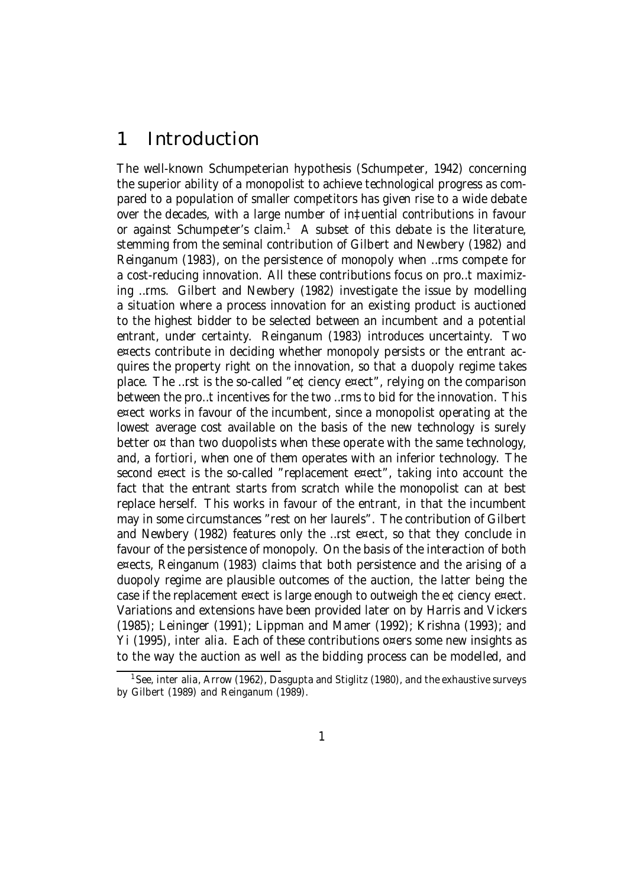# 1 Introduction

The well-known Schumpeterian hypothesis (Schumpeter, 1942) concerning the superior ability of a monopolist to achieve technological progress as compared to a population of smaller competitors has given rise to a wide debate over the decades, with a large number of influential contributions in favour or against Schumpeter's claim.[1] A subset of this debate is the literature, stemming from the seminal contribution of Gilbert and Newbery (1982) and Reinganum (1983), on the persistence of monopoly when firms compete for a cost-reducing innovation. All these contributions focus on profit maximizing firms. Gilbert and Newbery (1982) investigate the issue by modelling a situation where a process innovation for an existing product is auctioned to the highest bidder to be selected between an incumbent and a potential entrant, under certainty. Reinganum (1983) introduces uncertainty. Two effects contribute in deciding whether monopoly persists or the entrant acquires the property right on the innovation, so that a duopoly regime takes place. The first is the so-called "efficiency effect", relying on the comparison between the profit incentives for the two firms to bid for the innovation. This effect works in favour of the incumbent, since a monopolist operating at the lowest average cost available on the basis of the new technology is surely better off than two duopolists when these operate with the same technology, and, a fortiori, when one of them operates with an inferior technology. The second effect is the so-called "replacement effect", taking into account the fact that the entrant starts from scratch while the monopolist can at best replace herself. This works in favour of the entrant, in that the incumbent may in some circumstances "rest on her laurels". The contribution of Gilbert and Newbery (1982) features only the first effect, so that they conclude in favour of the persistence of monopoly. On the basis of the interaction of both effects, Reinganum (1983) claims that both persistence and the arising of a duopoly regime are plausible outcomes of the auction, the latter being the case if the replacement effect is large enough to outweigh the efficiency effect. Variations and extensions have been provided later on by Harris and Vickers (1985); Leininger (1991); Lippman and Mamer (1992); Krishna (1993); and Yi (1995), inter alia. Each of these contributions offers some new insights as to the way the auction as well as the bidding process can be modelled, and

[1] See, inter alia, Arrow (1962), Dasgupta and Stiglitz (1980), and the exhaustive surveys by Gilbert (1989) and Reinganum (1989).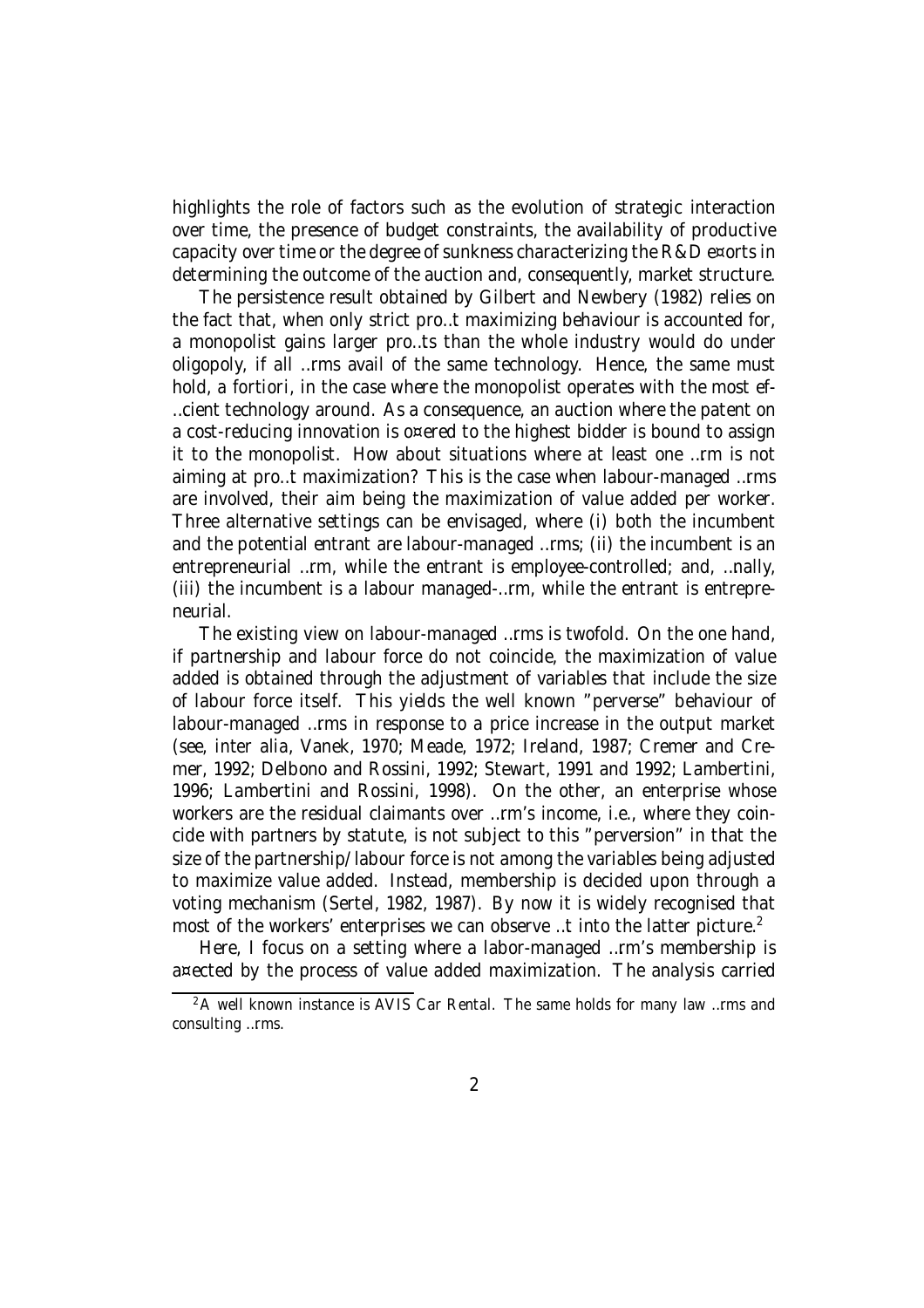highlights the role of factors such as the evolution of strategic interaction over time, the presence of budget constraints, the availability of productive capacity over time or the degree of sunkness characterizing the R&D efforts in determining the outcome of the auction and, consequently, market structure.

The persistence result obtained by Gilbert and Newbery (1982) relies on the fact that, when only strict profit maximizing behaviour is accounted for, a monopolist gains larger profits than the whole industry would do under oligopoly, if all firms avail of the same technology. Hence, the same must hold, *a fortiori*, in the case where the monopolist operates with the most efficient technology around. As a consequence, an auction where the patent on a cost-reducing innovation is offered to the highest bidder is bound to assign it to the monopolist. How about situations where at least one firm is not aiming at profit maximization? This is the case when labour-managed firms are involved, their aim being the maximization of value added per worker. Three alternative settings can be envisaged, where (i) both the incumbent and the potential entrant are labour-managed firms; (ii) the incumbent is an entrepreneurial firm, while the entrant is employee-controlled; and, finally, (iii) the incumbent is a labour managed-firm, while the entrant is entrepreneurial.

The existing view on labour-managed firms is twofold. On the one hand, if partnership and labour force do not coincide, the maximization of value added is obtained through the adjustment of variables that include the size of labour force itself. This yields the well known "perverse" behaviour of labour-managed firms in response to a price increase in the output market (see, *inter alia*, Vanek, 1970; Meade, 1972; Ireland, 1987; Cremer and Cremer, 1992; Delbono and Rossini, 1992; Stewart, 1991 and 1992; Lambertini, 1996; Lambertini and Rossini, 1998). On the other, an enterprise whose workers are the residual claimants over firm's income, i.e., where they coincide with partners by statute, is not subject to this "perversion" in that the size of the partnership/labour force is not among the variables being adjusted to maximize value added. Instead, membership is decided upon through a voting mechanism (Sertel, 1982, 1987). By now it is widely recognised that most of the workers' enterprises we can observe fit into the latter picture.[2]

Here, I focus on a setting where a labor-managed firm's membership is affected by the process of value added maximization. The analysis carried

[2] A well known instance is AVIS Car Rental. The same holds for many law firms and consulting firms.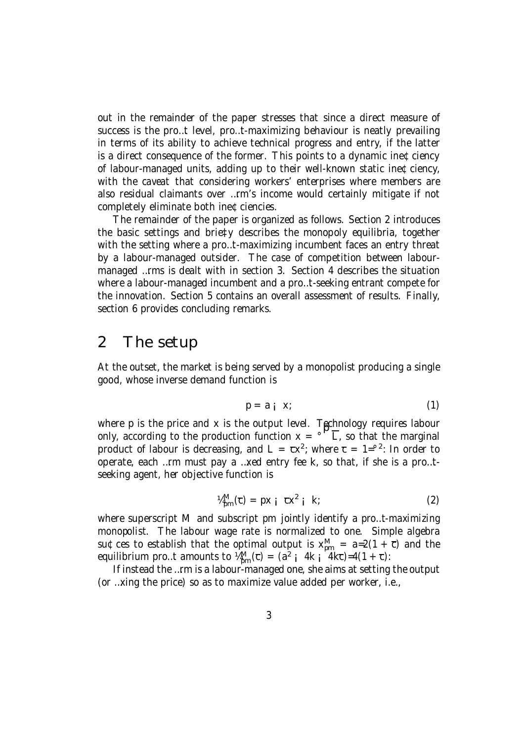out in the remainder of the paper stresses that since a direct measure of success is the profit level, profit-maximizing behaviour is neatly prevailing in terms of its ability to achieve technical progress and entry, if the latter is a direct consequence of the former. This points to a dynamic inefficiency of labour-managed units, adding up to their well-known static inefficiency, with the caveat that considering workers' enterprises where members are also residual claimants over firm's income would certainly mitigate if not completely eliminate both inefficiencies.

The remainder of the paper is organized as follows. Section 2 introduces the basic settings and briefly describes the monopoly equilibria, together with the setting where a profit-maximizing incumbent faces an entry threat by a labour-managed outsider. The case of competition between labour-managed firms is dealt with in section 3. Section 4 describes the situation where a labour-managed incumbent and a profit-seeking entrant compete for the innovation. Section 5 contains an overall assessment of results. Finally, section 6 provides concluding remarks.

# 2 The setup

At the outset, the market is being served by a monopolist producing a single good, whose inverse demand function is

$$p = a - x; \tag{1}$$

where $p$ is the price and $x$ is the output level. Technology requires labour only, according to the production function $x = \gamma\sqrt{L}$, so that the marginal product of labour is decreasing, and $L = \tau x^2$; where $\tau = 1/\gamma^2$. In order to operate, each firm must pay a fixed entry fee $k$, so that, if she is a profit-seeking agent, her objective function is

$$\pi_{pm}^{M}(\tau) = px - \tau x^2 - k; \tag{2}$$

where superscript $M$ and subscript $pm$ jointly identify a profit-maximizing monopolist. The labour wage rate is normalized to one. Simple algebra suffices to establish that the optimal output is $x_{pm}^{M} = a/2(1+\tau)$ and the equilibrium profit amounts to $\pi_{pm}^{M}(\tau) = (a^2 - 4k - 4k\tau)/4(1+\tau)$.

If instead the firm is a labour-managed one, she aims at setting the output (or fixing the price) so as to maximize value added per worker, i.e.,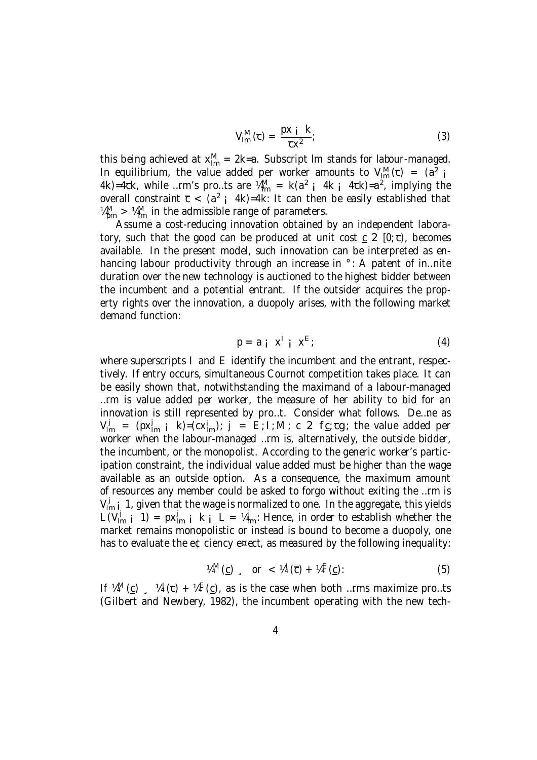$$V_{lm}^{M}(\overline{c}) = \frac{px - k}{\overline{c}x^2}; \tag{3}$$

this being achieved at $x_{lm}^{M} = 2k/a$. Subscript $lm$ stands for *labour-managed*. In equilibrium, the value added per worker amounts to $V_{lm}^{M}(\overline{c}) = (a^2 - 4k)/4\overline{c}k$, while firm's profits are $\pi_{lm}^{M} = k(a^2 - 4k - 4\overline{c}k)/a^2$, implying the overall constraint $\overline{c} < (a^2 - 4k)/4k$. It can then be easily established that $\pi_{pm}^{M} > \pi_{lm}^{M}$ in the admissible range of parameters.

Assume a cost-reducing innovation obtained by an independent laboratory, such that the good can be produced at unit cost $\underline{c} \in [0; \overline{c})$, becomes available. In the present model, such innovation can be interpreted as enhancing labour productivity through an increase in $\gamma$. A patent of infinite duration over the new technology is auctioned to the highest bidder between the incumbent and a potential entrant. If the outsider acquires the property rights over the innovation, a duopoly arises, with the following market demand function:

$$p = a - x^{I} - x^{E}; \tag{4}$$

where superscripts $I$ and $E$ identify the incumbent and the entrant, respectively. If entry occurs, simultaneous Cournot competition takes place. It can be easily shown that, notwithstanding the maximand of a labour-managed firm is value added per worker, the measure of her ability to bid for an innovation is still represented by profit. Consider what follows. Define as $V_{lm}^{j} = (px_{lm}^{j} - k)/(cx_{lm}^{i})$; $j = E, I, M$; $c \in \{\underline{c}, \overline{c}\}$; the value added per worker when the labour-managed firm is, alternatively, the outside bidder, the incumbent, or the monopolist. According to the generic worker's participation constraint, the individual value added must be higher than the wage available as an outside option. As a consequence, the maximum amount of resources any member could be asked to forgo without exiting the firm is $V_{lm}^{j} - 1$, given that the wage is normalized to one. In the aggregate, this yields $L(V_{lm}^{j} - 1) = px_{lm}^{j} - k - L = \pi_{lm}^{j}$. Hence, in order to establish whether the market remains monopolistic or instead is bound to become a duopoly, one has to evaluate the efficiency effect, as measured by the following inequality:

$$\pi^{M}(\underline{c}) \geq \text{ or } < \pi^{I}(\overline{c}) + \pi^{E}(\underline{c}). \tag{5}$$

If $\pi^{M}(\underline{c}) \geq \pi^{I}(\overline{c}) + \pi^{E}(\underline{c})$, as is the case when both firms maximize profits (Gilbert and Newbery, 1982), the incumbent operating with the new tech-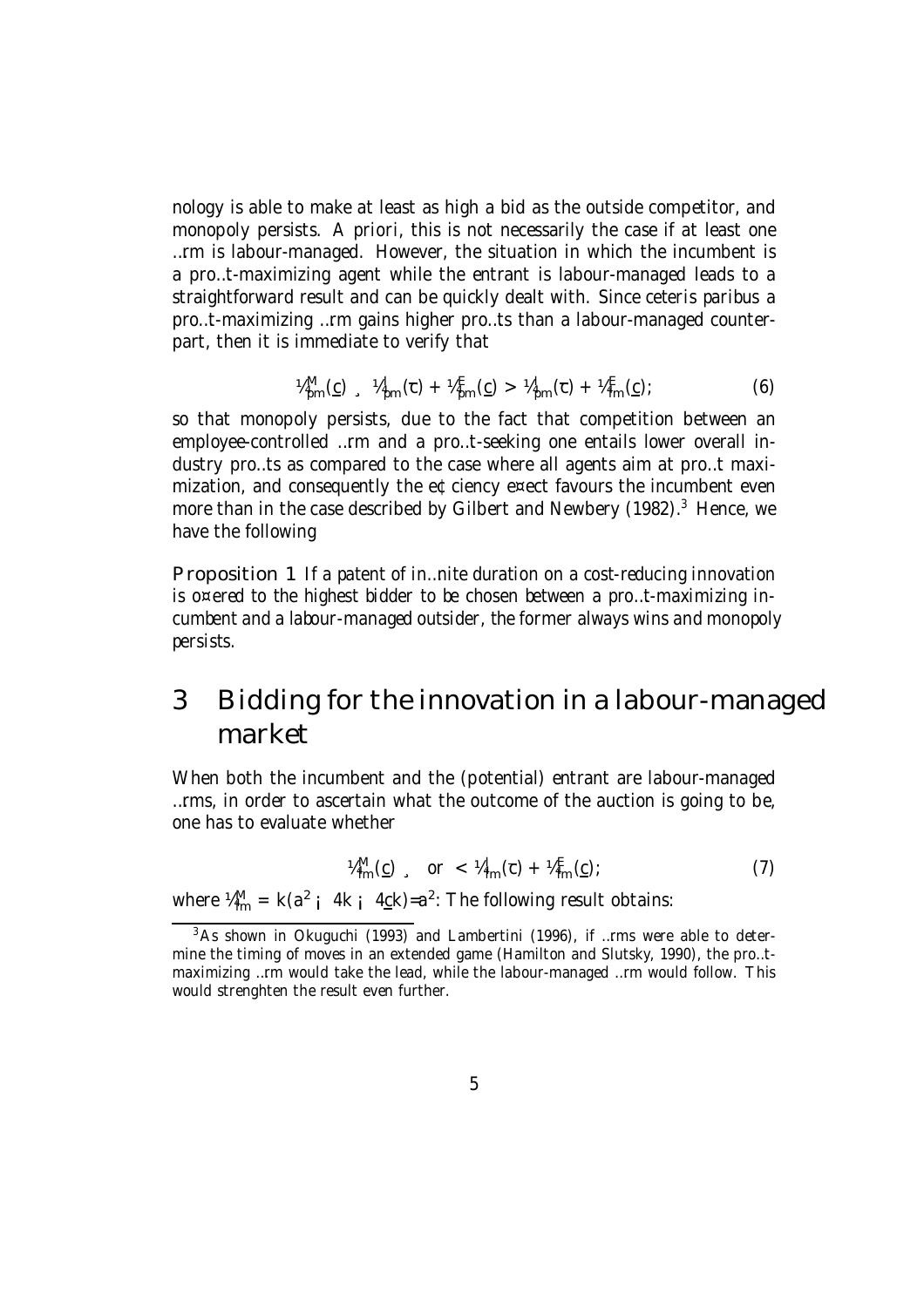nology is able to make at least as high a bid as the outside competitor, and monopoly persists. A priori, this is not necessarily the case if at least one firm is labour-managed. However, the situation in which the incumbent is a profit-maximizing agent while the entrant is labour-managed leads to a straightforward result and can be quickly dealt with. Since *ceteris paribus* a profit-maximizing firm gains higher profits than a labour-managed counterpart, then it is immediate to verify that

$$\pi^M_{pm}(\underline{c}) \geq \pi^I_{pm}(\overline{c}) + \pi^E_{pm}(\underline{c}) > \pi^I_{pm}(\overline{c}) + \pi^E_{fm}(\underline{c}); \tag{6}$$

so that monopoly persists, due to the fact that competition between an employee-controlled firm and a profit-seeking one entails lower overall industry profits as compared to the case where all agents aim at profit maximization, and consequently the efficiency effect favours the incumbent even more than in the case described by Gilbert and Newbery (1982).[3] Hence, we have the following

**Proposition 1** *If a patent of infinite duration on a cost-reducing innovation is offered to the highest bidder to be chosen between a profit-maximizing incumbent and a labour-managed outsider, the former always wins and monopoly persists.*

# 3 Bidding for the innovation in a labour-managed market

When both the incumbent and the (potential) entrant are labour-managed firms, in order to ascertain what the outcome of the auction is going to be, one has to evaluate whether

$$\pi^M_{fm}(\underline{c}) \geq \text{ or } < \pi^I_{fm}(\overline{c}) + \pi^E_{fm}(\underline{c}); \tag{7}$$

where $\pi^M_{fm} = k(a^2 - 4k - 4\underline{c}k)/a^2$. The following result obtains:

[3] As shown in Okuguchi (1993) and Lambertini (1996), if firms were able to determine the timing of moves in an extended game (Hamilton and Slutsky, 1990), the profit-maximizing firm would take the lead, while the labour-managed firm would follow. This would strenghten the result even further.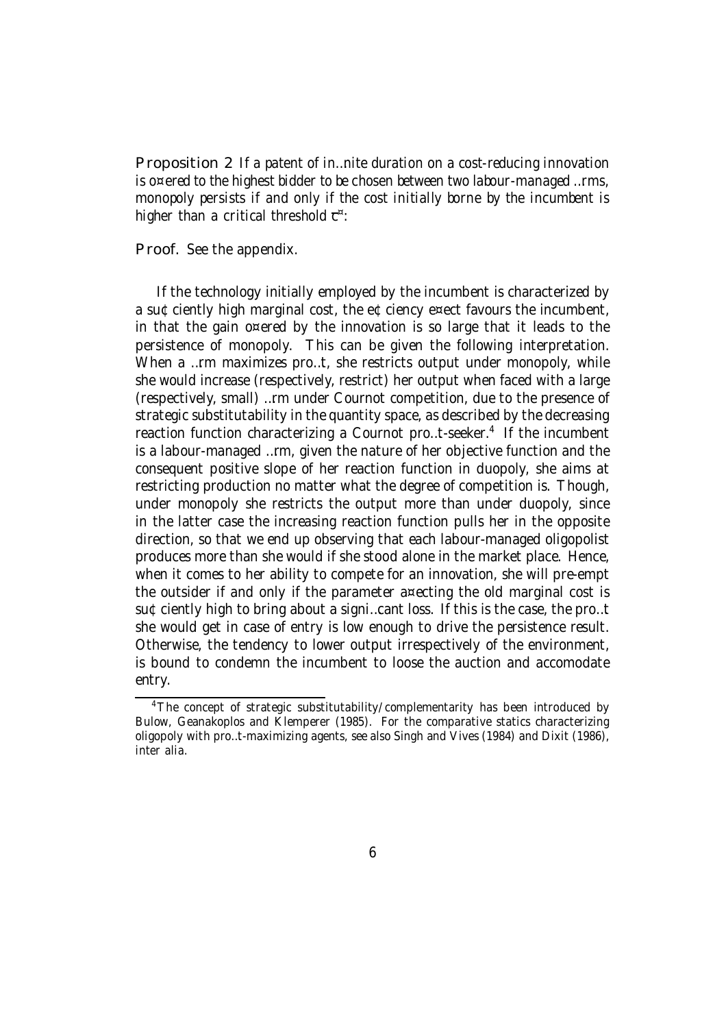**Proposition 2** *If a patent of infinite duration on a cost-reducing innovation is offered to the highest bidder to be chosen between two labour-managed firms, monopoly persists if and only if the cost initially borne by the incumbent is higher than a critical threshold $\overline{c}^*$.*

**Proof.** See the appendix.

If the technology initially employed by the incumbent is characterized by a sufficiently high marginal cost, the efficiency effect favours the incumbent, in that the gain offered by the innovation is so large that it leads to the persistence of monopoly. This can be given the following interpretation. When a firm maximizes profit, she restricts output under monopoly, while she would increase (respectively, restrict) her output when faced with a large (respectively, small) firm under Cournot competition, due to the presence of strategic substitutability in the quantity space, as described by the decreasing reaction function characterizing a Cournot profit-seeker.[4] If the incumbent is a labour-managed firm, given the nature of her objective function and the consequent positive slope of her reaction function in duopoly, she aims at restricting production no matter what the degree of competition is. Though, under monopoly she restricts the output more than under duopoly, since in the latter case the increasing reaction function pulls her in the opposite direction, so that we end up observing that each labour-managed oligopolist produces more than she would if she stood alone in the market place. Hence, when it comes to her ability to compete for an innovation, she will pre-empt the outsider if and only if the parameter affecting the old marginal cost is sufficiently high to bring about a significant loss. If this is the case, the profit she would get in case of entry is low enough to drive the persistence result. Otherwise, the tendency to lower output irrespectively of the environment, is bound to condemn the incumbent to loose the auction and accomodate entry.

[4] The concept of strategic substitutability/complementarity has been introduced by Bulow, Geanakoplos and Klemperer (1985). For the comparative statics characterizing oligopoly with profit-maximizing agents, see also Singh and Vives (1984) and Dixit (1986), *inter alia*.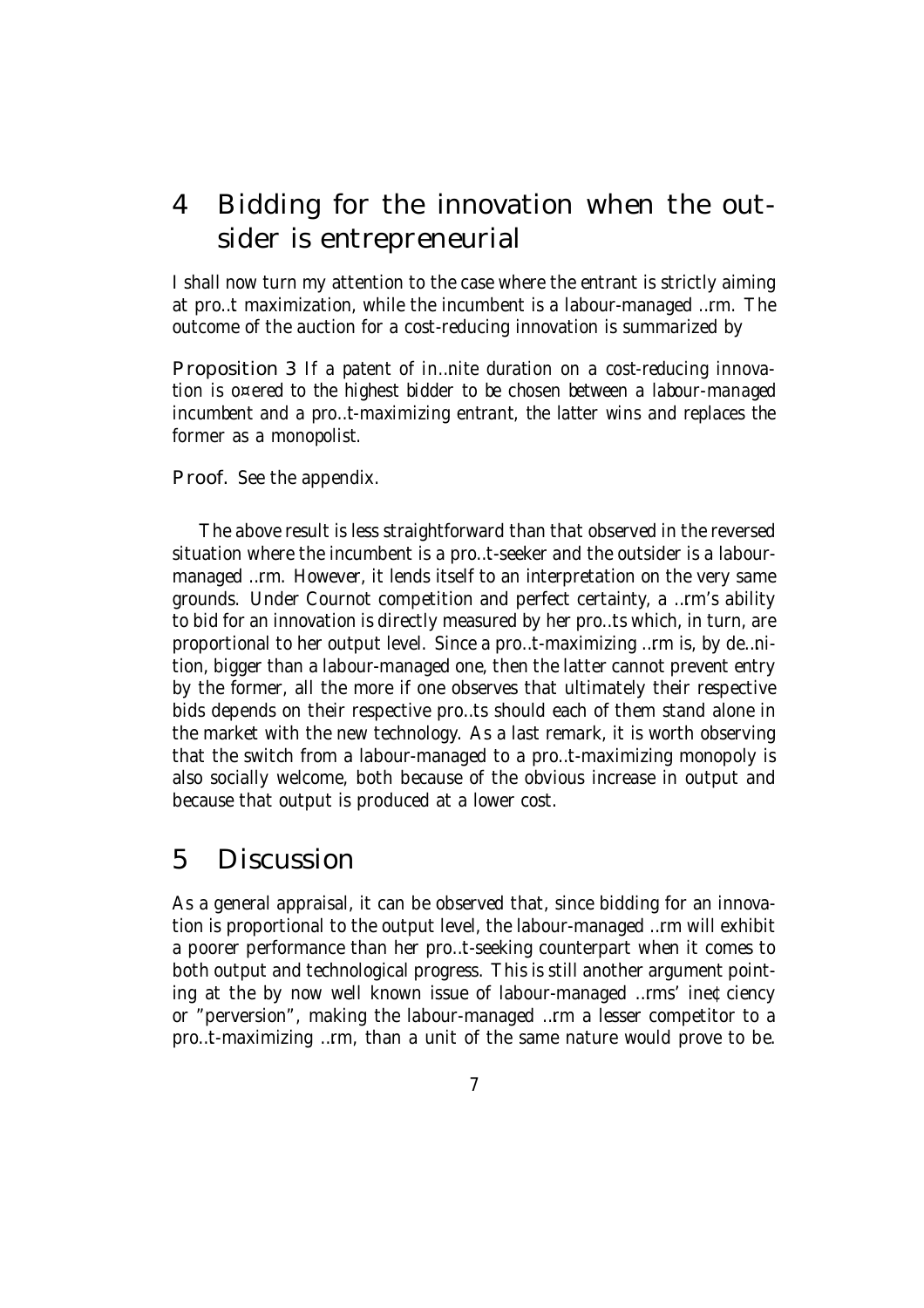## 4 Bidding for the innovation when the outsider is entrepreneurial

I shall now turn my attention to the case where the entrant is strictly aiming at profit maximization, while the incumbent is a labour-managed firm. The outcome of the auction for a cost-reducing innovation is summarized by

**Proposition 3** *If a patent of infinite duration on a cost-reducing innovation is offered to the highest bidder to be chosen between a labour-managed incumbent and a profit-maximizing entrant, the latter wins and replaces the former as a monopolist.*

**Proof.** *See the appendix.*

The above result is less straightforward than that observed in the reversed situation where the incumbent is a profit-seeker and the outsider is a labour-managed firm. However, it lends itself to an interpretation on the very same grounds. Under Cournot competition and perfect certainty, a firm's ability to bid for an innovation is directly measured by her profits which, in turn, are proportional to her output level. Since a profit-maximizing firm is, by definition, bigger than a labour-managed one, then the latter cannot prevent entry by the former, all the more if one observes that ultimately their respective bids depends on their respective profits should each of them stand alone in the market with the new technology. As a last remark, it is worth observing that the switch from a labour-managed to a profit-maximizing monopoly is also socially welcome, both because of the obvious increase in output and because that output is produced at a lower cost.

## 5 Discussion

As a general appraisal, it can be observed that, since bidding for an innovation is proportional to the output level, the labour-managed firm will exhibit a poorer performance than her profit-seeking counterpart when it comes to both output and technological progress. This is still another argument pointing at the by now well known issue of labour-managed firms' inefficiency or "perversion", making the labour-managed firm a lesser competitor to a profit-maximizing firm, than a unit of the same nature would prove to be.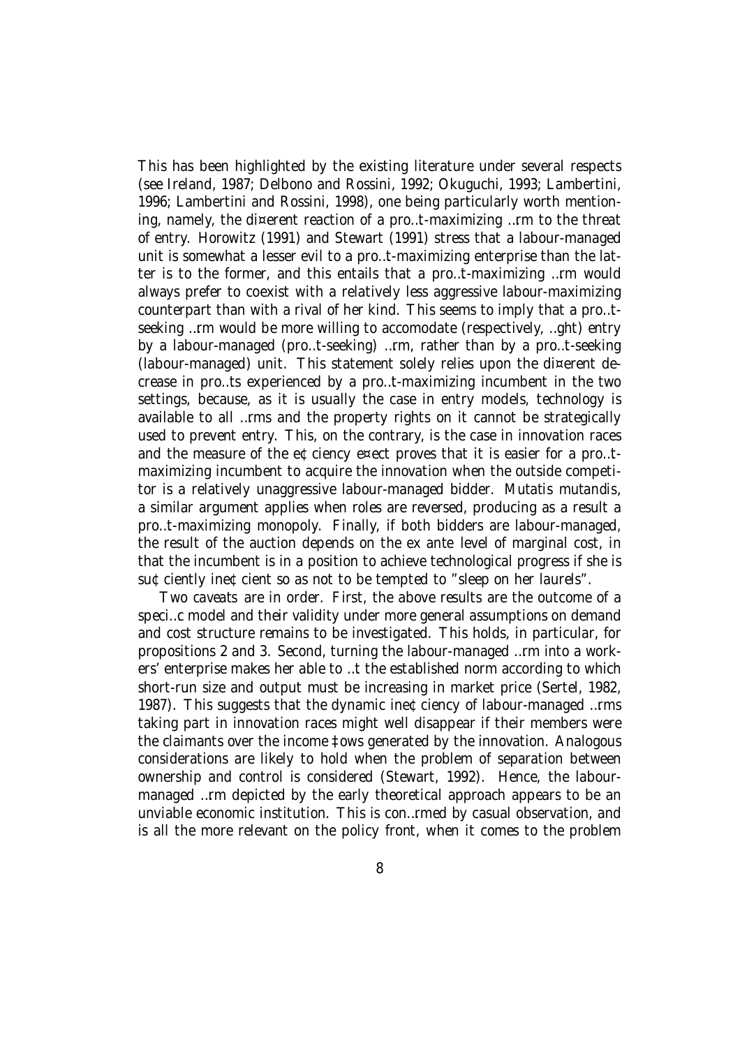This has been highlighted by the existing literature under several respects (see Ireland, 1987; Delbono and Rossini, 1992; Okuguchi, 1993; Lambertini, 1996; Lambertini and Rossini, 1998), one being particularly worth mentioning, namely, the different reaction of a profit-maximizing firm to the threat of entry. Horowitz (1991) and Stewart (1991) stress that a labour-managed unit is somewhat a lesser evil to a profit-maximizing enterprise than the latter is to the former, and this entails that a profit-maximizing firm would always prefer to coexist with a relatively less aggressive labour-maximizing counterpart than with a rival of her kind. This seems to imply that a profit-seeking firm would be more willing to accomodate (respectively, fight) entry by a labour-managed (profit-seeking) firm, rather than by a profit-seeking (labour-managed) unit. This statement solely relies upon the different decrease in profits experienced by a profit-maximizing incumbent in the two settings, because, as it is usually the case in entry models, technology is available to all firms and the property rights on it cannot be strategically used to prevent entry. This, on the contrary, is the case in innovation races and the measure of the efficiency effect proves that it is easier for a profit-maximizing incumbent to acquire the innovation when the outside competitor is a relatively unaggressive labour-managed bidder. *Mutatis mutandis*, a similar argument applies when roles are reversed, producing as a result a profit-maximizing monopoly. Finally, if both bidders are labour-managed, the result of the auction depends on the ex ante level of marginal cost, in that the incumbent is in a position to achieve technological progress if she is sufficiently inefficient so as not to be tempted to "sleep on her laurels".

Two caveats are in order. First, the above results are the outcome of a specific model and their validity under more general assumptions on demand and cost structure remains to be investigated. This holds, in particular, for propositions 2 and 3. Second, turning the labour-managed firm into a workers' enterprise makes her able to fit the established norm according to which short-run size and output must be increasing in market price (Sertel, 1982, 1987). This suggests that the dynamic inefficiency of labour-managed firms taking part in innovation races might well disappear if their members were the claimants over the income flows generated by the innovation. Analogous considerations are likely to hold when the problem of separation between ownership and control is considered (Stewart, 1992). Hence, the labour-managed firm depicted by the early theoretical approach appears to be an unviable economic institution. This is confirmed by casual observation, and is all the more relevant on the policy front, when it comes to the problem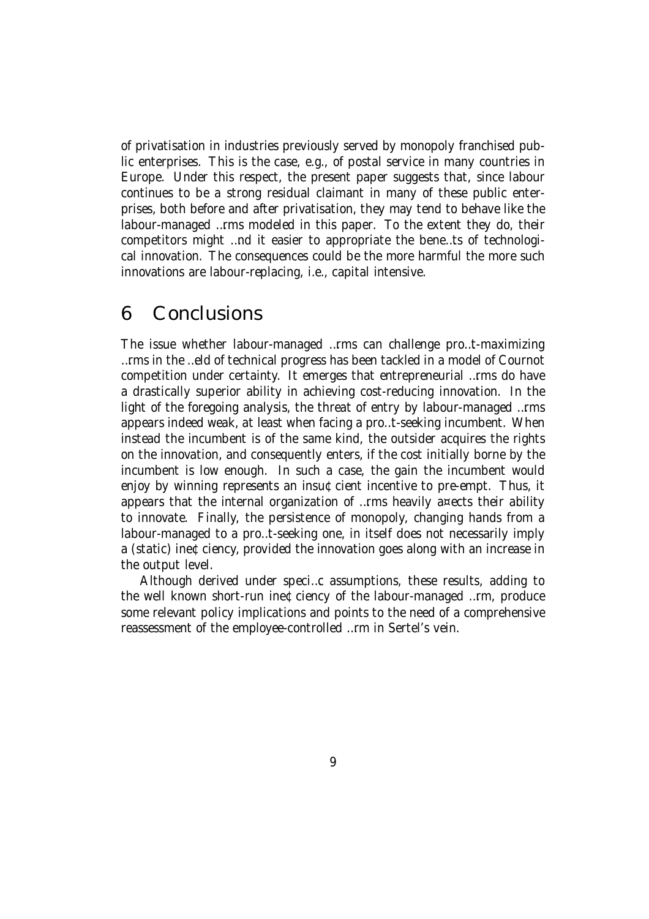of privatisation in industries previously served by monopoly franchised public enterprises. This is the case, e.g., of postal service in many countries in Europe. Under this respect, the present paper suggests that, since labour continues to be a strong residual claimant in many of these public enterprises, both before and after privatisation, they may tend to behave like the labour-managed firms modeled in this paper. To the extent they do, their competitors might find it easier to appropriate the benefits of technological innovation. The consequences could be the more harmful the more such innovations are labour-replacing, i.e., capital intensive.

# 6 Conclusions

The issue whether labour-managed firms can challenge profit-maximizing firms in the field of technical progress has been tackled in a model of Cournot competition under certainty. It emerges that entrepreneurial firms do have a drastically superior ability in achieving cost-reducing innovation. In the light of the foregoing analysis, the threat of entry by labour-managed firms appears indeed weak, at least when facing a profit-seeking incumbent. When instead the incumbent is of the same kind, the outsider acquires the rights on the innovation, and consequently enters, if the cost initially borne by the incumbent is low enough. In such a case, the gain the incumbent would enjoy by winning represents an insufficient incentive to pre-empt. Thus, it appears that the internal organization of firms heavily affects their ability to innovate. Finally, the persistence of monopoly, changing hands from a labour-managed to a profit-seeking one, in itself does not necessarily imply a (static) inefficiency, provided the innovation goes along with an increase in the output level.

Although derived under specific assumptions, these results, adding to the well known short-run inefficiency of the labour-managed firm, produce some relevant policy implications and points to the need of a comprehensive reassessment of the employee-controlled firm in Sertel's vein.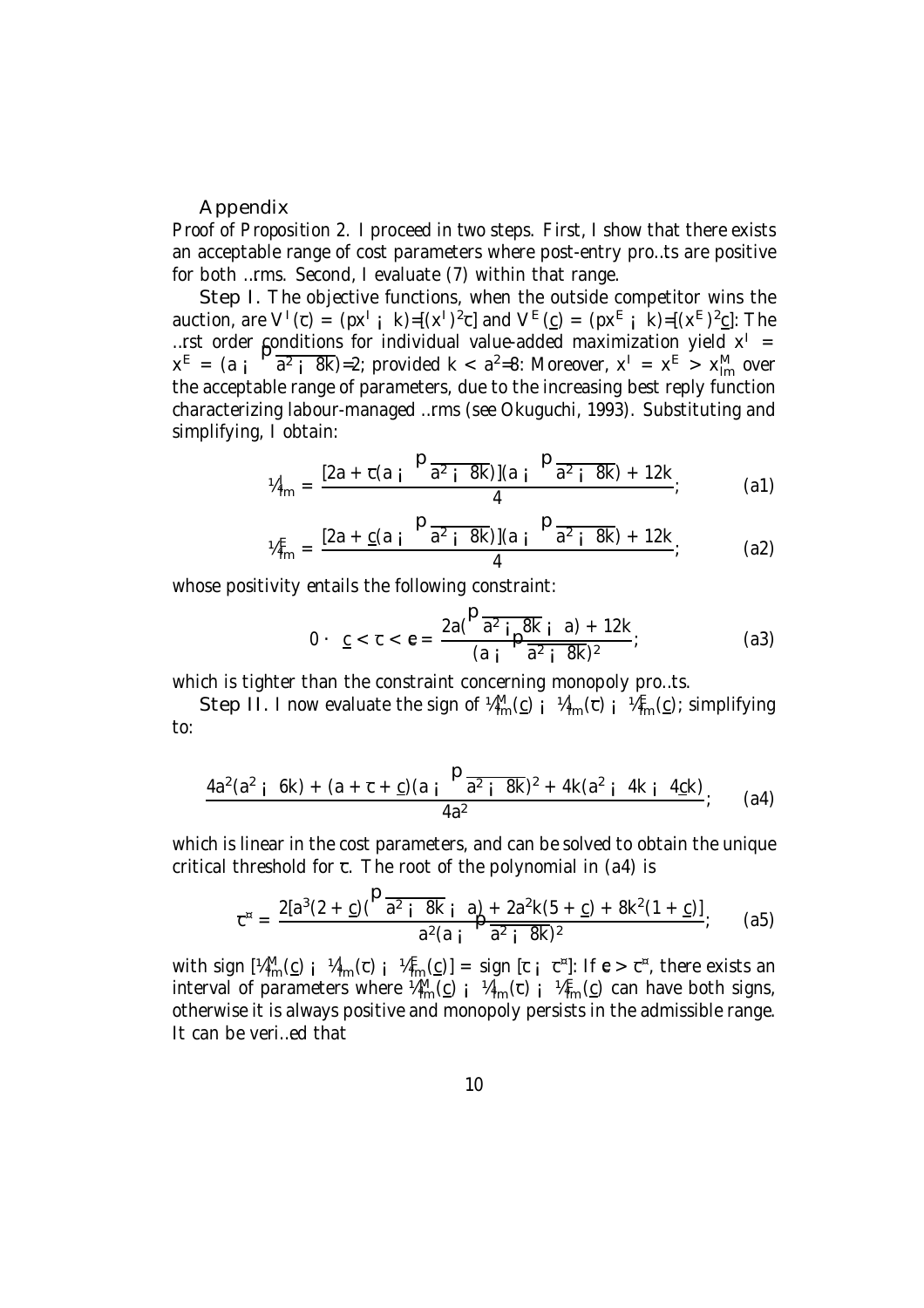## Appendix

*Proof of Proposition 2.* I proceed in two steps. First, I show that there exists an acceptable range of cost parameters where post-entry profits are positive for both firms. Second, I evaluate (7) within that range.

**Step I.** The objective functions, when the outside competitor wins the auction, are $V^I(\overline{c}) = (px^I - k)/[(x^I)^2\overline{c}]$ and $V^E(\underline{c}) = (px^E - k)/[(x^E)^2\underline{c}]$. The first order conditions for individual value-added maximization yield $x^I = x^E = (a - \sqrt{a^2 - 8k})/2$, provided $k < a^2/8$. Moreover, $x^I = x^E > x^M_{lm}$ over the acceptable range of parameters, due to the increasing best reply function characterizing labour-managed firms (see Okuguchi, 1993). Substituting and simplifying, I obtain:

$$\pi^I_{lm} = \frac{[2a + \overline{c}(a - \sqrt{a^2 - 8k})](a - \sqrt{a^2 - 8k}) + 12k}{4}; \tag{a1}$$

$$\pi^E_{lm} = \frac{[2a + \underline{c}(a - \sqrt{a^2 - 8k})](a - \sqrt{a^2 - 8k}) + 12k}{4}; \tag{a2}$$

whose positivity entails the following constraint:

$$0 \leq \underline{c} < \overline{c} < \widehat{c} = \frac{2a(\sqrt{a^2 - 8k} - a) + 12k}{(a - \sqrt{a^2 - 8k})^2}; \tag{a3}$$

which is tighter than the constraint concerning monopoly profits.

**Step II.** I now evaluate the sign of $\pi^M_{lm}(\underline{c}) - \pi^I_{lm}(\overline{c}) - \pi^E_{lm}(\underline{c})$, simplifying to:

$$\frac{4a^2(a^2 - 6k) + (a + \overline{c} + \underline{c})(a - \sqrt{a^2 - 8k})^2 + 4k(a^2 - 4k - 4\underline{c}k)}{4a^2}; \tag{a4}$$

which is linear in the cost parameters, and can be solved to obtain the unique critical threshold for $\overline{c}$. The root of the polynomial in (a4) is

$$\overline{c}^* = \frac{2[a^3(2 + \underline{c})(\sqrt{a^2 - 8k} - a) + 2a^2k(5 + \underline{c}) + 8k^2(1 + \underline{c})]}{a^2(a - \sqrt{a^2 - 8k})^2}; \tag{a5}$$

with sign $[\pi^M_{lm}(\underline{c}) - \pi^I_{lm}(\overline{c}) - \pi^E_{lm}(\underline{c})] = \text{sign}\,[\overline{c} - \overline{c}^*]$. If $\widehat{c} > \overline{c}^*$, there exists an interval of parameters where $\pi^M_{lm}(\underline{c}) - \pi^I_{lm}(\overline{c}) - \pi^E_{lm}(\underline{c})$ can have both signs, otherwise it is always positive and monopoly persists in the admissible range. It can be verified that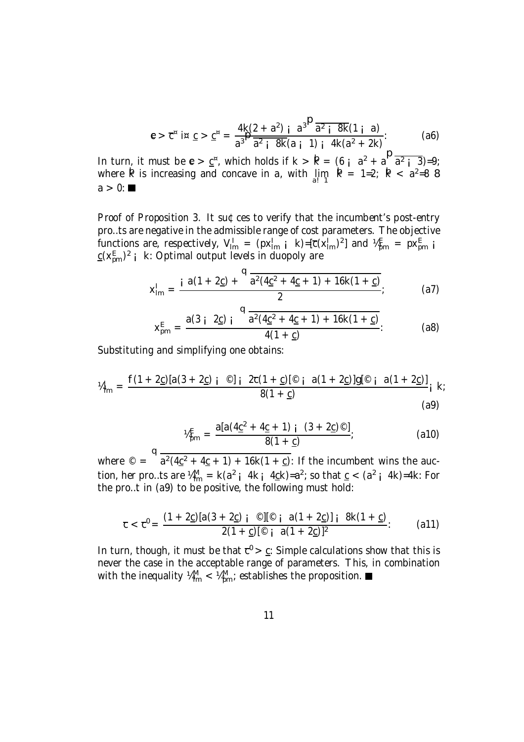$$\tilde{c} > \overline{c}^{\ast} \text{ iff } \underline{c} > \underline{c}^{\ast} = \frac{4k(2+a^2) - a^3\sqrt{a^2-8k}(1-a)}{a^3\sqrt{a^2-8k}(a-1) - 4k(a^2+2k)}. \qquad \text{(a6)}$$

In turn, it must be $\tilde{c} > \underline{c}^{\ast}$, which holds if $k > \hat{k} = (6 - a^2 + a\sqrt{a^2-3})/9$, where $\hat{k}$ is increasing and concave in $a$, with $\lim_{a \to 1} \hat{k} = 1/2$, $\hat{k} < a^2/8 \;\forall\; a > 0$. ■

*Proof of Proposition 3.* It suffices to verify that the incumbent's post-entry profits are negative in the admissible range of cost parameters. The objective functions are, respectively, $V^I_{lm} = (px^I_{lm} - k)/[\overline{c}(x^I_{lm})^2]$ and $\pi^E_{pm} = px^E_{pm} - \underline{c}(x^E_{pm})^2 - k$. Optimal output levels in duopoly are

$$x^I_{lm} = \frac{-a(1+2\underline{c}) + \sqrt{a^2(4\underline{c}^2+4\underline{c}+1)+16k(1+\underline{c})}}{2}; \qquad \text{(a7)}$$

$$x^E_{pm} = \frac{a(3-2\underline{c}) - \sqrt{a^2(4\underline{c}^2+4\underline{c}+1)+16k(1+\underline{c})}}{4(1+\underline{c})}. \qquad \text{(a8)}$$

Substituting and simplifying one obtains:

$$\pi_{lm} = \frac{\{(1+2\underline{c})[a(3+2\underline{c}) - \Psi] - 2\overline{c}(1+\underline{c})[\Psi - a(1+2\underline{c})]\}[\Psi - a(1+2\underline{c})]}{8(1+\underline{c})} - k; \qquad \text{(a9)}$$

$$\pi^E_{pm} = \frac{a[a(4\underline{c}^2+4\underline{c}+1) - (3+2\underline{c})\Psi]}{8(1+\underline{c})}; \qquad \text{(a10)}$$

where $\Psi = \sqrt{a^2(4\underline{c}^2+4\underline{c}+1)+16k(1+\underline{c})}$. If the incumbent wins the auction, her profits are $\pi^M_{lm} = k(a^2 - 4k - 4\underline{c}k)/a^2$, so that $\underline{c} < (a^2-4k)/4k$. For the profit in (a9) to be positive, the following must hold:

$$\overline{c} < \overline{c}' = \frac{(1+2\underline{c})[a(3+2\underline{c}) - \Psi][\Psi - a(1+2\underline{c})] - 8k(1+\underline{c})}{2(1+\underline{c})[\Psi - a(1+2\underline{c})]^2}. \qquad \text{(a11)}$$

In turn, though, it must be that $\overline{c}' > \underline{c}$. Simple calculations show that this is never the case in the acceptable range of parameters. This, in combination with the inequality $\pi^M_{lm} < \pi^M_{pm}$, establishes the proposition. ■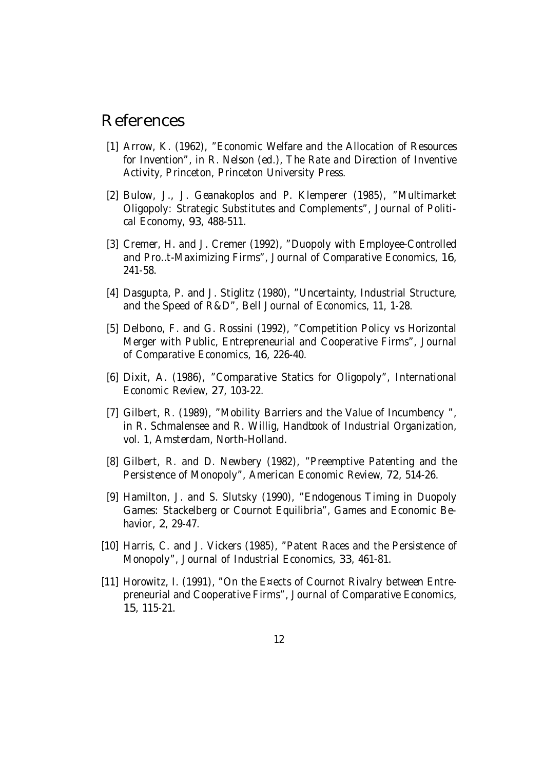# References

[1] Arrow, K. (1962), "Economic Welfare and the Allocation of Resources for Invention", in R. Nelson (ed.), *The Rate and Direction of Inventive Activity*, Princeton, Princeton University Press.

[2] Bulow, J., J. Geanakoplos and P. Klemperer (1985), "Multimarket Oligopoly: Strategic Substitutes and Complements", *Journal of Political Economy*, 93, 488-511.

[3] Cremer, H. and J. Cremer (1992), "Duopoly with Employee-Controlled and Pro..t-Maximizing Firms", *Journal of Comparative Economics*, 16, 241-58.

[4] Dasgupta, P. and J. Stiglitz (1980), "Uncertainty, Industrial Structure, and the Speed of R&D", *Bell Journal of Economics*, 11, 1-28.

[5] Delbono, F. and G. Rossini (1992), "Competition Policy vs Horizontal Merger with Public, Entrepreneurial and Cooperative Firms", *Journal of Comparative Economics*, 16, 226-40.

[6] Dixit, A. (1986), "Comparative Statics for Oligopoly", *International Economic Review*, 27, 103-22.

[7] Gilbert, R. (1989), "Mobility Barriers and the Value of Incumbency ", in R. Schmalensee and R. Willig, *Handbook of Industrial Organization*, vol. 1, Amsterdam, North-Holland.

[8] Gilbert, R. and D. Newbery (1982), "Preemptive Patenting and the Persistence of Monopoly", *American Economic Review*, 72, 514-26.

[9] Hamilton, J. and S. Slutsky (1990), "Endogenous Timing in Duopoly Games: Stackelberg or Cournot Equilibria", *Games and Economic Behavior*, 2, 29-47.

[10] Harris, C. and J. Vickers (1985), "Patent Races and the Persistence of Monopoly", *Journal of Industrial Economics*, 33, 461-81.

[11] Horowitz, I. (1991), "On the E¤ects of Cournot Rivalry between Entrepreneurial and Cooperative Firms", *Journal of Comparative Economics*, 15, 115-21.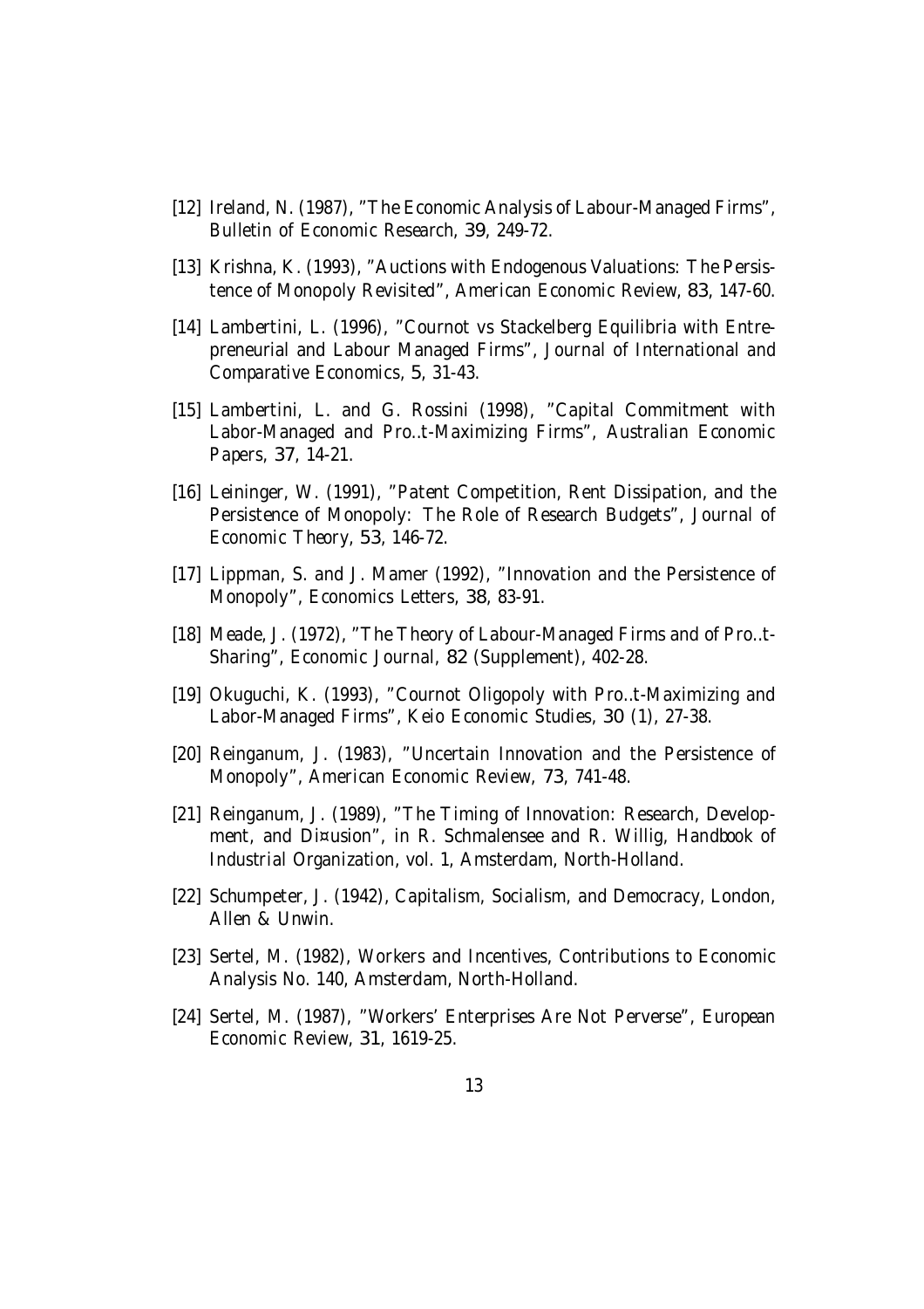[12] Ireland, N. (1987), "The Economic Analysis of Labour-Managed Firms", *Bulletin of Economic Research*, **39**, 249-72.

[13] Krishna, K. (1993), "Auctions with Endogenous Valuations: The Persistence of Monopoly Revisited", *American Economic Review*, **83**, 147-60.

[14] Lambertini, L. (1996), "Cournot vs Stackelberg Equilibria with Entrepreneurial and Labour Managed Firms", *Journal of International and Comparative Economics*, **5**, 31-43.

[15] Lambertini, L. and G. Rossini (1998), "Capital Commitment with Labor-Managed and Pro..t-Maximizing Firms", *Australian Economic Papers*, **37**, 14-21.

[16] Leininger, W. (1991), "Patent Competition, Rent Dissipation, and the Persistence of Monopoly: The Role of Research Budgets", *Journal of Economic Theory*, **53**, 146-72.

[17] Lippman, S. and J. Mamer (1992), "Innovation and the Persistence of Monopoly", *Economics Letters*, **38**, 83-91.

[18] Meade, J. (1972), "The Theory of Labour-Managed Firms and of Pro..t-Sharing", *Economic Journal*, **82** (Supplement), 402-28.

[19] Okuguchi, K. (1993), "Cournot Oligopoly with Pro..t-Maximizing and Labor-Managed Firms", *Keio Economic Studies*, **30** (1), 27-38.

[20] Reinganum, J. (1983), "Uncertain Innovation and the Persistence of Monopoly", *American Economic Review*, **73**, 741-48.

[21] Reinganum, J. (1989), "The Timing of Innovation: Research, Development, and Di¤usion", in R. Schmalensee and R. Willig, *Handbook of Industrial Organization*, vol. 1, Amsterdam, North-Holland.

[22] Schumpeter, J. (1942), *Capitalism, Socialism, and Democracy*, London, Allen & Unwin.

[23] Sertel, M. (1982), *Workers and Incentives*, Contributions to Economic Analysis No. 140, Amsterdam, North-Holland.

[24] Sertel, M. (1987), "Workers' Enterprises Are Not Perverse", *European Economic Review*, **31**, 1619-25.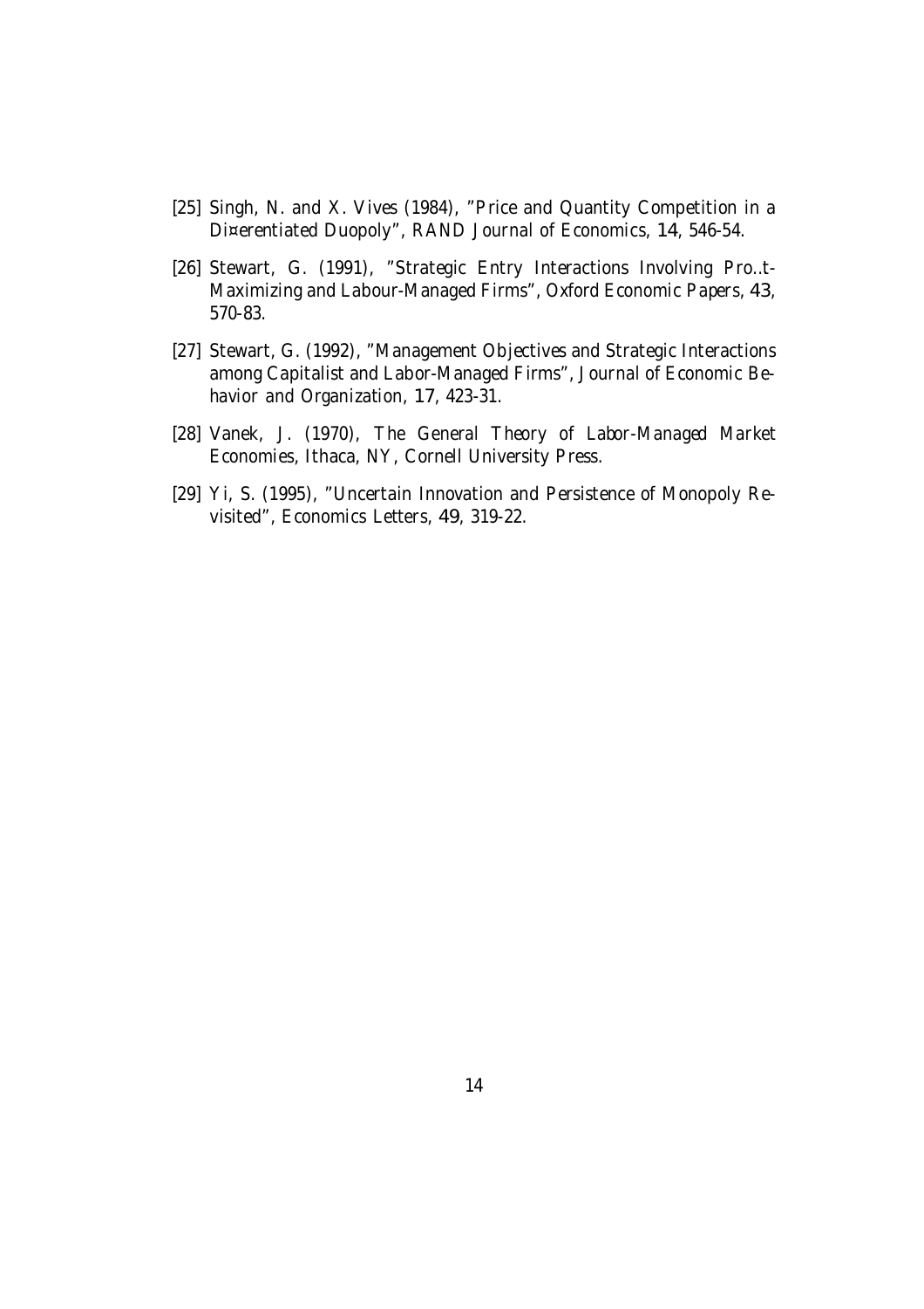[25] Singh, N. and X. Vives (1984), "Price and Quantity Competition in a Di¤erentiated Duopoly", *RAND Journal of Economics*, 14, 546-54.

[26] Stewart, G. (1991), "Strategic Entry Interactions Involving Pro..t-Maximizing and Labour-Managed Firms", *Oxford Economic Papers*, 43, 570-83.

[27] Stewart, G. (1992), "Management Objectives and Strategic Interactions among Capitalist and Labor-Managed Firms", *Journal of Economic Behavior and Organization*, 17, 423-31.

[28] Vanek, J. (1970), *The General Theory of Labor-Managed Market Economies*, Ithaca, NY, Cornell University Press.

[29] Yi, S. (1995), "Uncertain Innovation and Persistence of Monopoly Revisited", *Economics Letters*, 49, 319-22.